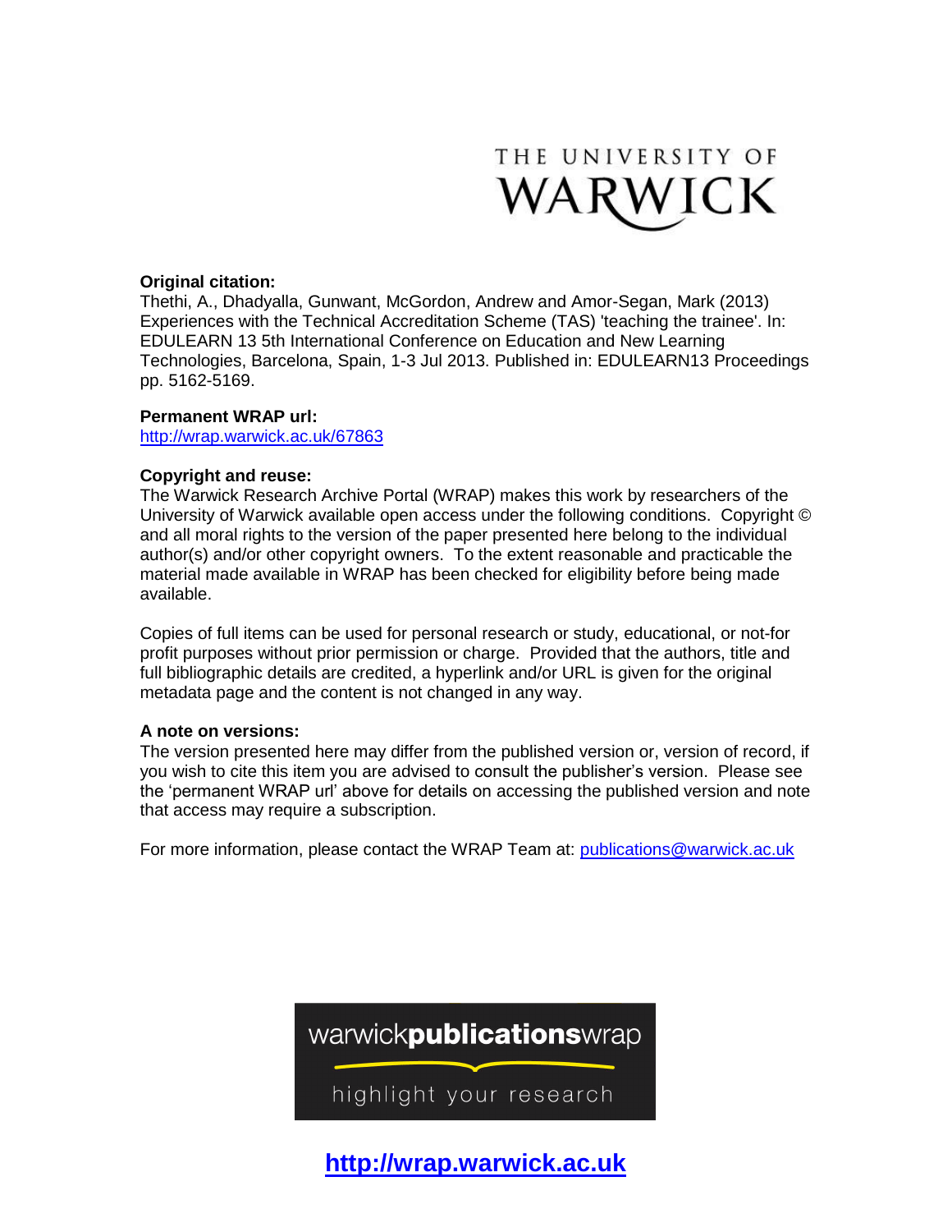THE UNIVERSITY OF WARWICK

**Original citation:**
Thethi, A., Dhadyalla, Gunwant, McGordon, Andrew and Amor-Segan, Mark (2013) Experiences with the Technical Accreditation Scheme (TAS) 'teaching the trainee'. In: EDULEARN 13 5th International Conference on Education and New Learning Technologies, Barcelona, Spain, 1-3 Jul 2013. Published in: EDULEARN13 Proceedings pp. 5162-5169.

**Permanent WRAP url:**
http://wrap.warwick.ac.uk/67863

**Copyright and reuse:**
The Warwick Research Archive Portal (WRAP) makes this work by researchers of the University of Warwick available open access under the following conditions. Copyright © and all moral rights to the version of the paper presented here belong to the individual author(s) and/or other copyright owners. To the extent reasonable and practicable the material made available in WRAP has been checked for eligibility before being made available.

Copies of full items can be used for personal research or study, educational, or not-for profit purposes without prior permission or charge. Provided that the authors, title and full bibliographic details are credited, a hyperlink and/or URL is given for the original metadata page and the content is not changed in any way.

**A note on versions:**
The version presented here may differ from the published version or, version of record, if you wish to cite this item you are advised to consult the publisher's version. Please see the 'permanent WRAP url' above for details on accessing the published version and note that access may require a subscription.

For more information, please contact the WRAP Team at: publications@warwick.ac.uk

warwick**publications**wrap

highlight your research

**http://wrap.warwick.ac.uk**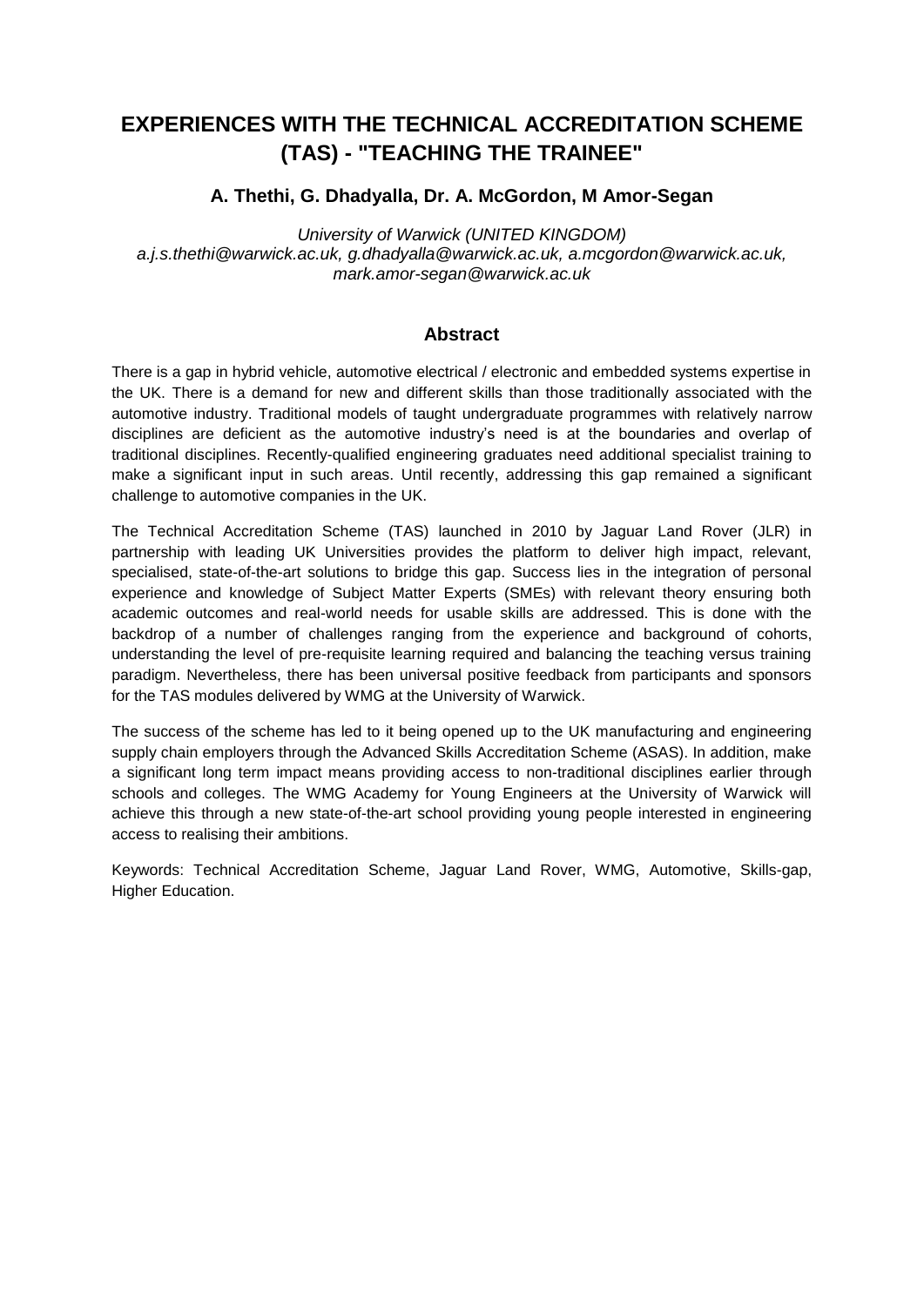# EXPERIENCES WITH THE TECHNICAL ACCREDITATION SCHEME (TAS) - "TEACHING THE TRAINEE"

**A. Thethi, G. Dhadyalla, Dr. A. McGordon, M Amor-Segan**

*University of Warwick (UNITED KINGDOM)*
*a.j.s.thethi@warwick.ac.uk, g.dhadyalla@warwick.ac.uk, a.mcgordon@warwick.ac.uk, mark.amor-segan@warwick.ac.uk*

## Abstract

There is a gap in hybrid vehicle, automotive electrical / electronic and embedded systems expertise in the UK. There is a demand for new and different skills than those traditionally associated with the automotive industry. Traditional models of taught undergraduate programmes with relatively narrow disciplines are deficient as the automotive industry's need is at the boundaries and overlap of traditional disciplines. Recently-qualified engineering graduates need additional specialist training to make a significant input in such areas. Until recently, addressing this gap remained a significant challenge to automotive companies in the UK.

The Technical Accreditation Scheme (TAS) launched in 2010 by Jaguar Land Rover (JLR) in partnership with leading UK Universities provides the platform to deliver high impact, relevant, specialised, state-of-the-art solutions to bridge this gap. Success lies in the integration of personal experience and knowledge of Subject Matter Experts (SMEs) with relevant theory ensuring both academic outcomes and real-world needs for usable skills are addressed. This is done with the backdrop of a number of challenges ranging from the experience and background of cohorts, understanding the level of pre-requisite learning required and balancing the teaching versus training paradigm. Nevertheless, there has been universal positive feedback from participants and sponsors for the TAS modules delivered by WMG at the University of Warwick.

The success of the scheme has led to it being opened up to the UK manufacturing and engineering supply chain employers through the Advanced Skills Accreditation Scheme (ASAS). In addition, make a significant long term impact means providing access to non-traditional disciplines earlier through schools and colleges. The WMG Academy for Young Engineers at the University of Warwick will achieve this through a new state-of-the-art school providing young people interested in engineering access to realising their ambitions.

Keywords: Technical Accreditation Scheme, Jaguar Land Rover, WMG, Automotive, Skills-gap, Higher Education.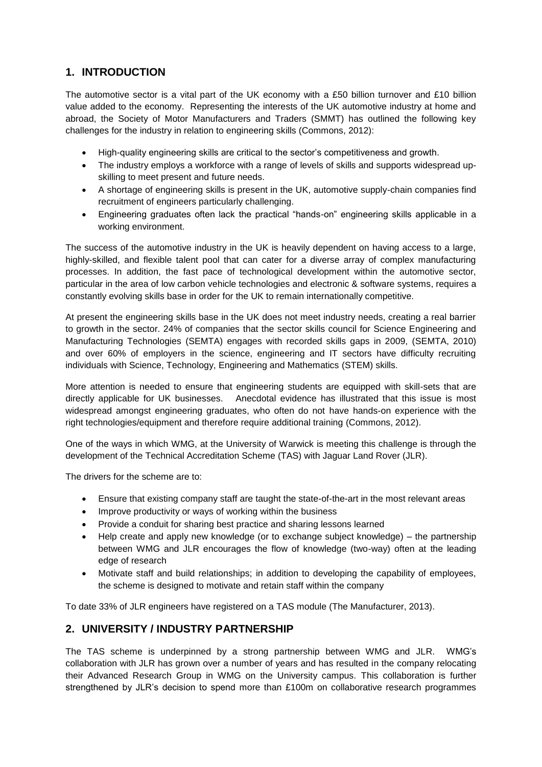## 1. INTRODUCTION

The automotive sector is a vital part of the UK economy with a £50 billion turnover and £10 billion value added to the economy. Representing the interests of the UK automotive industry at home and abroad, the Society of Motor Manufacturers and Traders (SMMT) has outlined the following key challenges for the industry in relation to engineering skills (Commons, 2012):

- High-quality engineering skills are critical to the sector's competitiveness and growth.
- The industry employs a workforce with a range of levels of skills and supports widespread up-skilling to meet present and future needs.
- A shortage of engineering skills is present in the UK, automotive supply-chain companies find recruitment of engineers particularly challenging.
- Engineering graduates often lack the practical "hands-on" engineering skills applicable in a working environment.

The success of the automotive industry in the UK is heavily dependent on having access to a large, highly-skilled, and flexible talent pool that can cater for a diverse array of complex manufacturing processes. In addition, the fast pace of technological development within the automotive sector, particular in the area of low carbon vehicle technologies and electronic & software systems, requires a constantly evolving skills base in order for the UK to remain internationally competitive.

At present the engineering skills base in the UK does not meet industry needs, creating a real barrier to growth in the sector. 24% of companies that the sector skills council for Science Engineering and Manufacturing Technologies (SEMTA) engages with recorded skills gaps in 2009, (SEMTA, 2010) and over 60% of employers in the science, engineering and IT sectors have difficulty recruiting individuals with Science, Technology, Engineering and Mathematics (STEM) skills.

More attention is needed to ensure that engineering students are equipped with skill-sets that are directly applicable for UK businesses. Anecdotal evidence has illustrated that this issue is most widespread amongst engineering graduates, who often do not have hands-on experience with the right technologies/equipment and therefore require additional training (Commons, 2012).

One of the ways in which WMG, at the University of Warwick is meeting this challenge is through the development of the Technical Accreditation Scheme (TAS) with Jaguar Land Rover (JLR).

The drivers for the scheme are to:

- Ensure that existing company staff are taught the state-of-the-art in the most relevant areas
- Improve productivity or ways of working within the business
- Provide a conduit for sharing best practice and sharing lessons learned
- Help create and apply new knowledge (or to exchange subject knowledge) – the partnership between WMG and JLR encourages the flow of knowledge (two-way) often at the leading edge of research
- Motivate staff and build relationships; in addition to developing the capability of employees, the scheme is designed to motivate and retain staff within the company

To date 33% of JLR engineers have registered on a TAS module (The Manufacturer, 2013).

## 2. UNIVERSITY / INDUSTRY PARTNERSHIP

The TAS scheme is underpinned by a strong partnership between WMG and JLR. WMG's collaboration with JLR has grown over a number of years and has resulted in the company relocating their Advanced Research Group in WMG on the University campus. This collaboration is further strengthened by JLR's decision to spend more than £100m on collaborative research programmes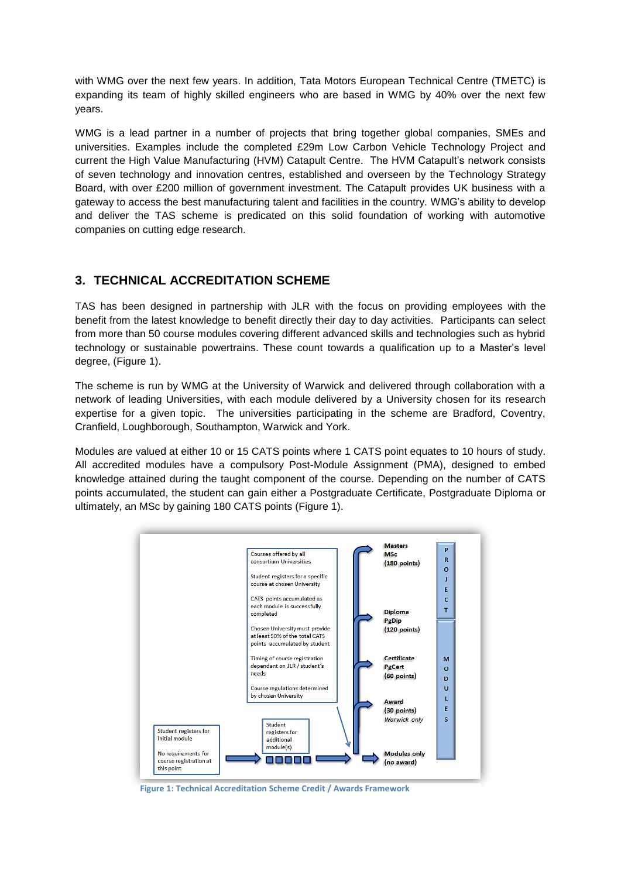with WMG over the next few years. In addition, Tata Motors European Technical Centre (TMETC) is expanding its team of highly skilled engineers who are based in WMG by 40% over the next few years.

WMG is a lead partner in a number of projects that bring together global companies, SMEs and universities. Examples include the completed £29m Low Carbon Vehicle Technology Project and current the High Value Manufacturing (HVM) Catapult Centre. The HVM Catapult's network consists of seven technology and innovation centres, established and overseen by the Technology Strategy Board, with over £200 million of government investment. The Catapult provides UK business with a gateway to access the best manufacturing talent and facilities in the country. WMG's ability to develop and deliver the TAS scheme is predicated on this solid foundation of working with automotive companies on cutting edge research.

## 3. TECHNICAL ACCREDITATION SCHEME

TAS has been designed in partnership with JLR with the focus on providing employees with the benefit from the latest knowledge to benefit directly their day to day activities. Participants can select from more than 50 course modules covering different advanced skills and technologies such as hybrid technology or sustainable powertrains. These count towards a qualification up to a Master's level degree, (Figure 1).

The scheme is run by WMG at the University of Warwick and delivered through collaboration with a network of leading Universities, with each module delivered by a University chosen for its research expertise for a given topic. The universities participating in the scheme are Bradford, Coventry, Cranfield, Loughborough, Southampton, Warwick and York.

Modules are valued at either 10 or 15 CATS points where 1 CATS point equates to 10 hours of study. All accredited modules have a compulsory Post-Module Assignment (PMA), designed to embed knowledge attained during the taught component of the course. Depending on the number of CATS points accumulated, the student can gain either a Postgraduate Certificate, Postgraduate Diploma or ultimately, an MSc by gaining 180 CATS points (Figure 1).

Student registers for initial module

No requirements for course registration at this point

Student registers for additional module(s)

Courses offered by all consortium Universities

Student registers for a specific course at chosen University

CATS points accumulated as each module is successfully completed

Chosen University must provide at least 50% of the total CATS points accumulated by student

Timing of course registration dependant on JLR / student's needs

Course regulations determined by chosen University

**Masters MSc (180 points)**

**Diploma PgDip (120 points)**

**Certificate PgCert (60 points)**

**Award (30 points)** *Warwick only*

**Modules only (no award)**

PROJECT

MODULES

**Figure 1: Technical Accreditation Scheme Credit / Awards Framework**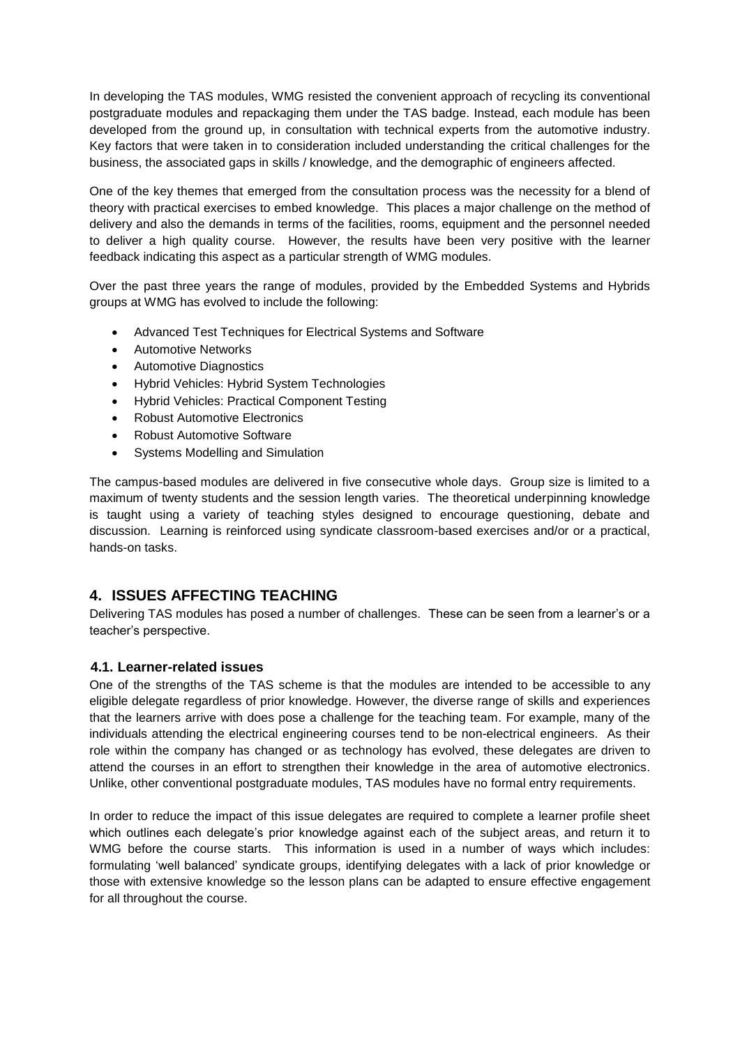In developing the TAS modules, WMG resisted the convenient approach of recycling its conventional postgraduate modules and repackaging them under the TAS badge. Instead, each module has been developed from the ground up, in consultation with technical experts from the automotive industry. Key factors that were taken in to consideration included understanding the critical challenges for the business, the associated gaps in skills / knowledge, and the demographic of engineers affected.

One of the key themes that emerged from the consultation process was the necessity for a blend of theory with practical exercises to embed knowledge. This places a major challenge on the method of delivery and also the demands in terms of the facilities, rooms, equipment and the personnel needed to deliver a high quality course. However, the results have been very positive with the learner feedback indicating this aspect as a particular strength of WMG modules.

Over the past three years the range of modules, provided by the Embedded Systems and Hybrids groups at WMG has evolved to include the following:

- Advanced Test Techniques for Electrical Systems and Software
- Automotive Networks
- Automotive Diagnostics
- Hybrid Vehicles: Hybrid System Technologies
- Hybrid Vehicles: Practical Component Testing
- Robust Automotive Electronics
- Robust Automotive Software
- Systems Modelling and Simulation

The campus-based modules are delivered in five consecutive whole days. Group size is limited to a maximum of twenty students and the session length varies. The theoretical underpinning knowledge is taught using a variety of teaching styles designed to encourage questioning, debate and discussion. Learning is reinforced using syndicate classroom-based exercises and/or or a practical, hands-on tasks.

## 4. ISSUES AFFECTING TEACHING

Delivering TAS modules has posed a number of challenges. These can be seen from a learner's or a teacher's perspective.

### 4.1. Learner-related issues

One of the strengths of the TAS scheme is that the modules are intended to be accessible to any eligible delegate regardless of prior knowledge. However, the diverse range of skills and experiences that the learners arrive with does pose a challenge for the teaching team. For example, many of the individuals attending the electrical engineering courses tend to be non-electrical engineers. As their role within the company has changed or as technology has evolved, these delegates are driven to attend the courses in an effort to strengthen their knowledge in the area of automotive electronics. Unlike, other conventional postgraduate modules, TAS modules have no formal entry requirements.

In order to reduce the impact of this issue delegates are required to complete a learner profile sheet which outlines each delegate's prior knowledge against each of the subject areas, and return it to WMG before the course starts. This information is used in a number of ways which includes: formulating 'well balanced' syndicate groups, identifying delegates with a lack of prior knowledge or those with extensive knowledge so the lesson plans can be adapted to ensure effective engagement for all throughout the course.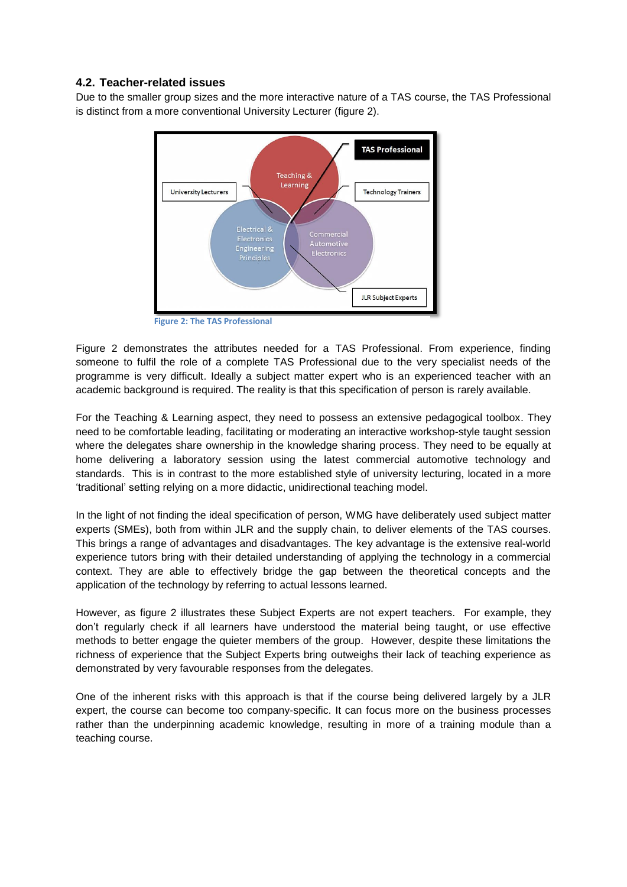### 4.2. Teacher-related issues

Due to the smaller group sizes and the more interactive nature of a TAS course, the TAS Professional is distinct from a more conventional University Lecturer (figure 2).

Figure 2: The TAS Professional

Figure 2 demonstrates the attributes needed for a TAS Professional. From experience, finding someone to fulfil the role of a complete TAS Professional due to the very specialist needs of the programme is very difficult. Ideally a subject matter expert who is an experienced teacher with an academic background is required. The reality is that this specification of person is rarely available.

For the Teaching & Learning aspect, they need to possess an extensive pedagogical toolbox. They need to be comfortable leading, facilitating or moderating an interactive workshop-style taught session where the delegates share ownership in the knowledge sharing process. They need to be equally at home delivering a laboratory session using the latest commercial automotive technology and standards. This is in contrast to the more established style of university lecturing, located in a more 'traditional' setting relying on a more didactic, unidirectional teaching model.

In the light of not finding the ideal specification of person, WMG have deliberately used subject matter experts (SMEs), both from within JLR and the supply chain, to deliver elements of the TAS courses. This brings a range of advantages and disadvantages. The key advantage is the extensive real-world experience tutors bring with their detailed understanding of applying the technology in a commercial context. They are able to effectively bridge the gap between the theoretical concepts and the application of the technology by referring to actual lessons learned.

However, as figure 2 illustrates these Subject Experts are not expert teachers. For example, they don't regularly check if all learners have understood the material being taught, or use effective methods to better engage the quieter members of the group. However, despite these limitations the richness of experience that the Subject Experts bring outweighs their lack of teaching experience as demonstrated by very favourable responses from the delegates.

One of the inherent risks with this approach is that if the course being delivered largely by a JLR expert, the course can become too company-specific. It can focus more on the business processes rather than the underpinning academic knowledge, resulting in more of a training module than a teaching course.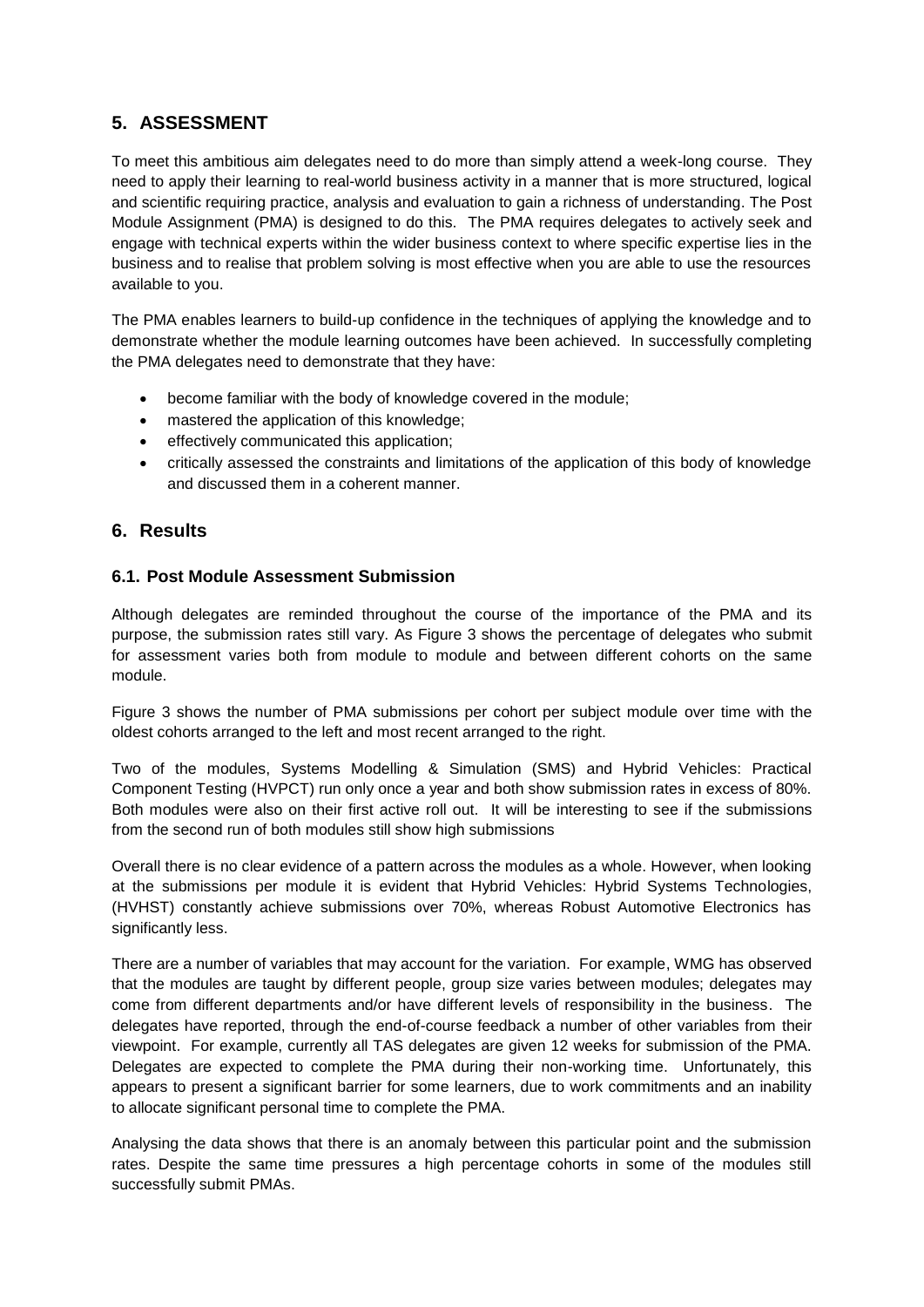## 5. ASSESSMENT

To meet this ambitious aim delegates need to do more than simply attend a week-long course. They need to apply their learning to real-world business activity in a manner that is more structured, logical and scientific requiring practice, analysis and evaluation to gain a richness of understanding. The Post Module Assignment (PMA) is designed to do this. The PMA requires delegates to actively seek and engage with technical experts within the wider business context to where specific expertise lies in the business and to realise that problem solving is most effective when you are able to use the resources available to you.

The PMA enables learners to build-up confidence in the techniques of applying the knowledge and to demonstrate whether the module learning outcomes have been achieved. In successfully completing the PMA delegates need to demonstrate that they have:

- become familiar with the body of knowledge covered in the module;
- mastered the application of this knowledge;
- effectively communicated this application;
- critically assessed the constraints and limitations of the application of this body of knowledge and discussed them in a coherent manner.

## 6. Results

### 6.1. Post Module Assessment Submission

Although delegates are reminded throughout the course of the importance of the PMA and its purpose, the submission rates still vary. As Figure 3 shows the percentage of delegates who submit for assessment varies both from module to module and between different cohorts on the same module.

Figure 3 shows the number of PMA submissions per cohort per subject module over time with the oldest cohorts arranged to the left and most recent arranged to the right.

Two of the modules, Systems Modelling & Simulation (SMS) and Hybrid Vehicles: Practical Component Testing (HVPCT) run only once a year and both show submission rates in excess of 80%. Both modules were also on their first active roll out. It will be interesting to see if the submissions from the second run of both modules still show high submissions

Overall there is no clear evidence of a pattern across the modules as a whole. However, when looking at the submissions per module it is evident that Hybrid Vehicles: Hybrid Systems Technologies, (HVHST) constantly achieve submissions over 70%, whereas Robust Automotive Electronics has significantly less.

There are a number of variables that may account for the variation. For example, WMG has observed that the modules are taught by different people, group size varies between modules; delegates may come from different departments and/or have different levels of responsibility in the business. The delegates have reported, through the end-of-course feedback a number of other variables from their viewpoint. For example, currently all TAS delegates are given 12 weeks for submission of the PMA. Delegates are expected to complete the PMA during their non-working time. Unfortunately, this appears to present a significant barrier for some learners, due to work commitments and an inability to allocate significant personal time to complete the PMA.

Analysing the data shows that there is an anomaly between this particular point and the submission rates. Despite the same time pressures a high percentage cohorts in some of the modules still successfully submit PMAs.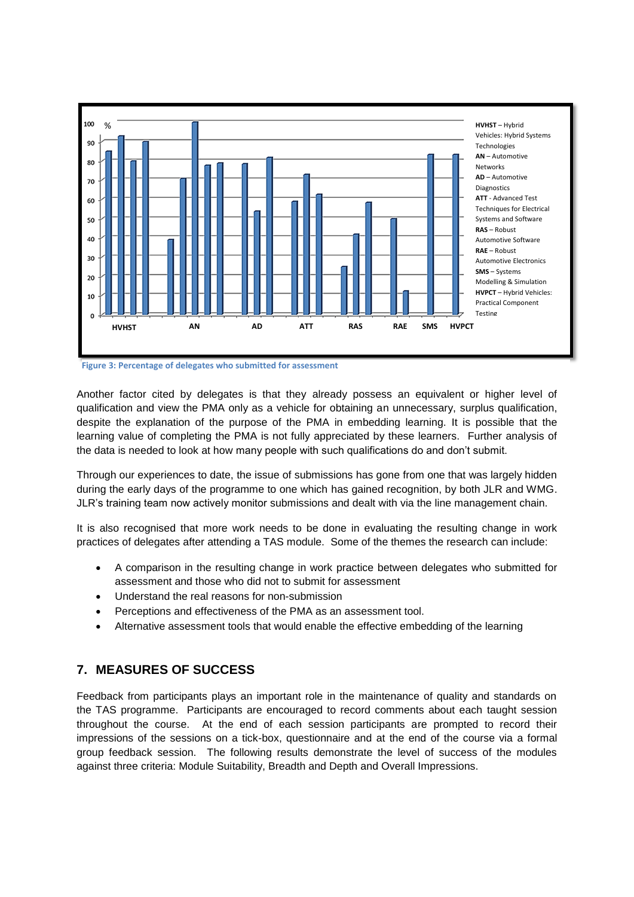Figure 3: Percentage of delegates who submitted for assessment

Another factor cited by delegates is that they already possess an equivalent or higher level of qualification and view the PMA only as a vehicle for obtaining an unnecessary, surplus qualification, despite the explanation of the purpose of the PMA in embedding learning. It is possible that the learning value of completing the PMA is not fully appreciated by these learners. Further analysis of the data is needed to look at how many people with such qualifications do and don't submit.

Through our experiences to date, the issue of submissions has gone from one that was largely hidden during the early days of the programme to one which has gained recognition, by both JLR and WMG. JLR's training team now actively monitor submissions and dealt with via the line management chain.

It is also recognised that more work needs to be done in evaluating the resulting change in work practices of delegates after attending a TAS module. Some of the themes the research can include:

- A comparison in the resulting change in work practice between delegates who submitted for assessment and those who did not to submit for assessment
- Understand the real reasons for non-submission
- Perceptions and effectiveness of the PMA as an assessment tool.
- Alternative assessment tools that would enable the effective embedding of the learning

## 7. MEASURES OF SUCCESS

Feedback from participants plays an important role in the maintenance of quality and standards on the TAS programme. Participants are encouraged to record comments about each taught session throughout the course. At the end of each session participants are prompted to record their impressions of the sessions on a tick-box, questionnaire and at the end of the course via a formal group feedback session. The following results demonstrate the level of success of the modules against three criteria: Module Suitability, Breadth and Depth and Overall Impressions.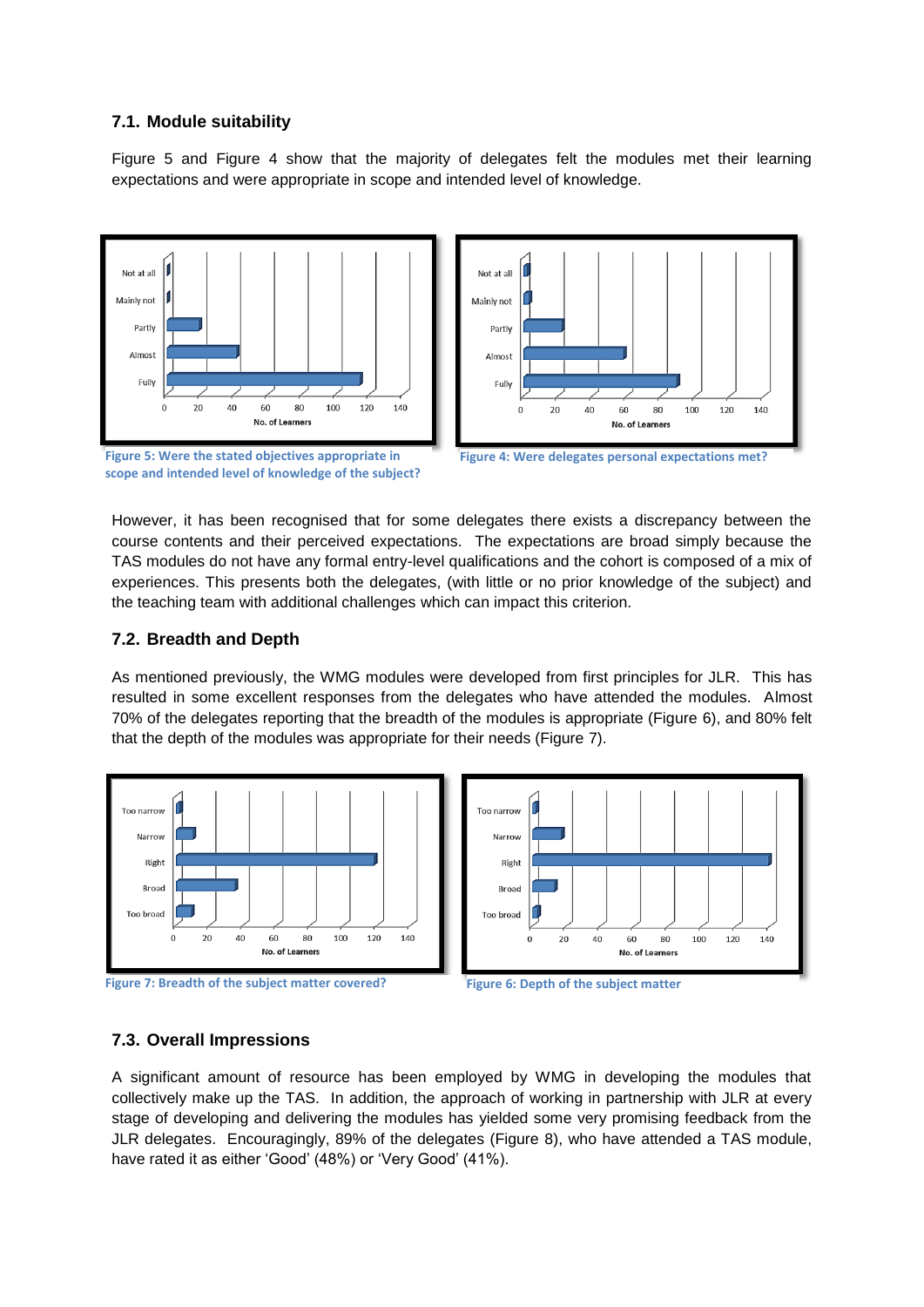### 7.1. Module suitability

Figure 5 and Figure 4 show that the majority of delegates felt the modules met their learning expectations and were appropriate in scope and intended level of knowledge.

Figure 5: Were the stated objectives appropriate in scope and intended level of knowledge of the subject?

Figure 4: Were delegates personal expectations met?

However, it has been recognised that for some delegates there exists a discrepancy between the course contents and their perceived expectations. The expectations are broad simply because the TAS modules do not have any formal entry-level qualifications and the cohort is composed of a mix of experiences. This presents both the delegates, (with little or no prior knowledge of the subject) and the teaching team with additional challenges which can impact this criterion.

### 7.2. Breadth and Depth

As mentioned previously, the WMG modules were developed from first principles for JLR. This has resulted in some excellent responses from the delegates who have attended the modules. Almost 70% of the delegates reporting that the breadth of the modules is appropriate (Figure 6), and 80% felt that the depth of the modules was appropriate for their needs (Figure 7).

Figure 7: Breadth of the subject matter covered?

Figure 6: Depth of the subject matter

### 7.3. Overall Impressions

A significant amount of resource has been employed by WMG in developing the modules that collectively make up the TAS. In addition, the approach of working in partnership with JLR at every stage of developing and delivering the modules has yielded some very promising feedback from the JLR delegates. Encouragingly, 89% of the delegates (Figure 8), who have attended a TAS module, have rated it as either 'Good' (48%) or 'Very Good' (41%).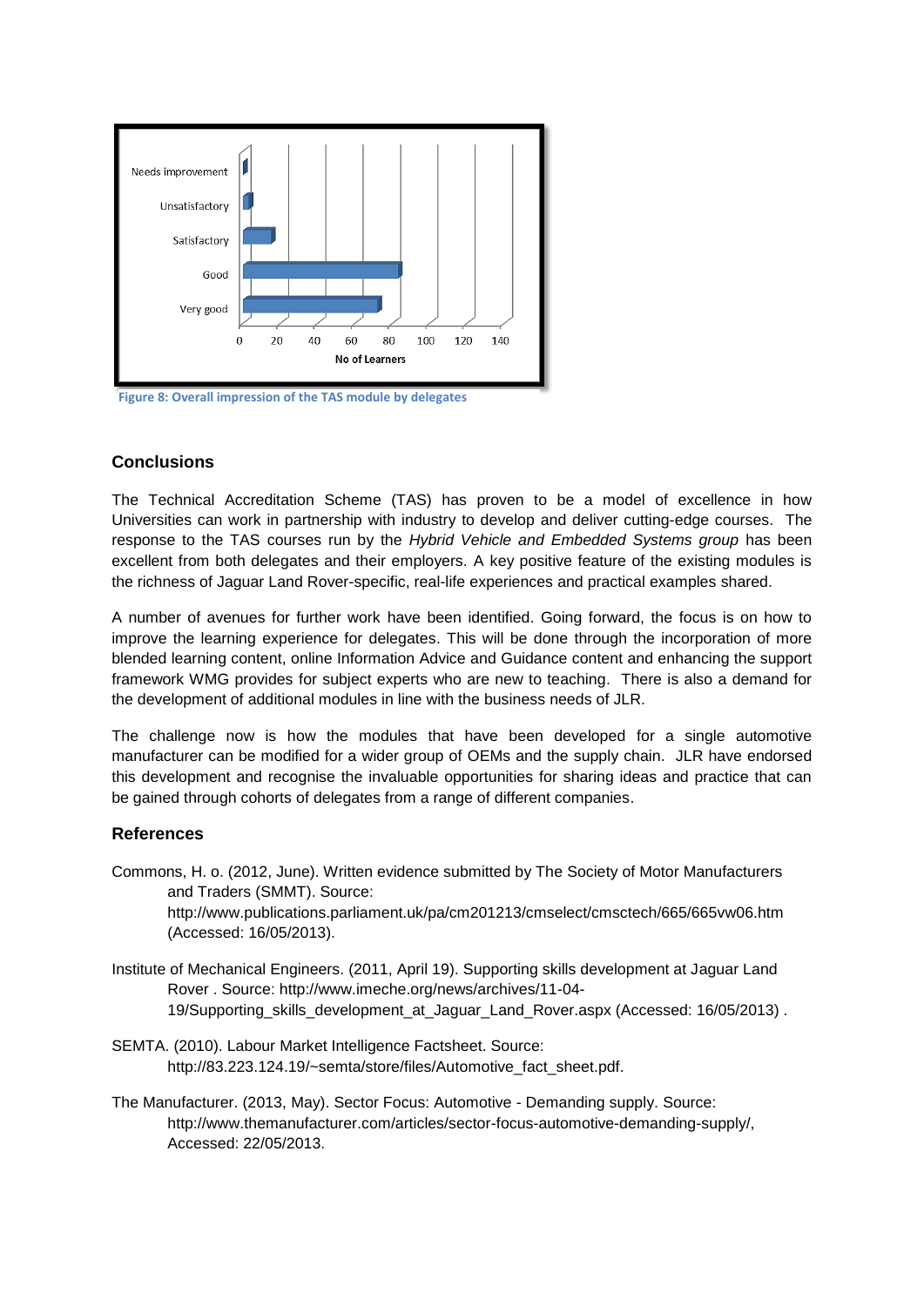Needs improvement
Unsatisfactory
Satisfactory
Good
Very good
0 20 40 60 80 100 120 140
No of Learners

**Figure 8: Overall impression of the TAS module by delegates**

## Conclusions

The Technical Accreditation Scheme (TAS) has proven to be a model of excellence in how Universities can work in partnership with industry to develop and deliver cutting-edge courses. The response to the TAS courses run by the *Hybrid Vehicle and Embedded Systems group* has been excellent from both delegates and their employers. A key positive feature of the existing modules is the richness of Jaguar Land Rover-specific, real-life experiences and practical examples shared.

A number of avenues for further work have been identified. Going forward, the focus is on how to improve the learning experience for delegates. This will be done through the incorporation of more blended learning content, online Information Advice and Guidance content and enhancing the support framework WMG provides for subject experts who are new to teaching. There is also a demand for the development of additional modules in line with the business needs of JLR.

The challenge now is how the modules that have been developed for a single automotive manufacturer can be modified for a wider group of OEMs and the supply chain. JLR have endorsed this development and recognise the invaluable opportunities for sharing ideas and practice that can be gained through cohorts of delegates from a range of different companies.

## References

Commons, H. o. (2012, June). Written evidence submitted by The Society of Motor Manufacturers and Traders (SMMT). Source: http://www.publications.parliament.uk/pa/cm201213/cmselect/cmsctech/665/665vw06.htm (Accessed: 16/05/2013).

Institute of Mechanical Engineers. (2011, April 19). Supporting skills development at Jaguar Land Rover . Source: http://www.imeche.org/news/archives/11-04-19/Supporting_skills_development_at_Jaguar_Land_Rover.aspx (Accessed: 16/05/2013) .

SEMTA. (2010). Labour Market Intelligence Factsheet. Source: http://83.223.124.19/~semta/store/files/Automotive_fact_sheet.pdf.

The Manufacturer. (2013, May). Sector Focus: Automotive - Demanding supply. Source: http://www.themanufacturer.com/articles/sector-focus-automotive-demanding-supply/, Accessed: 22/05/2013.